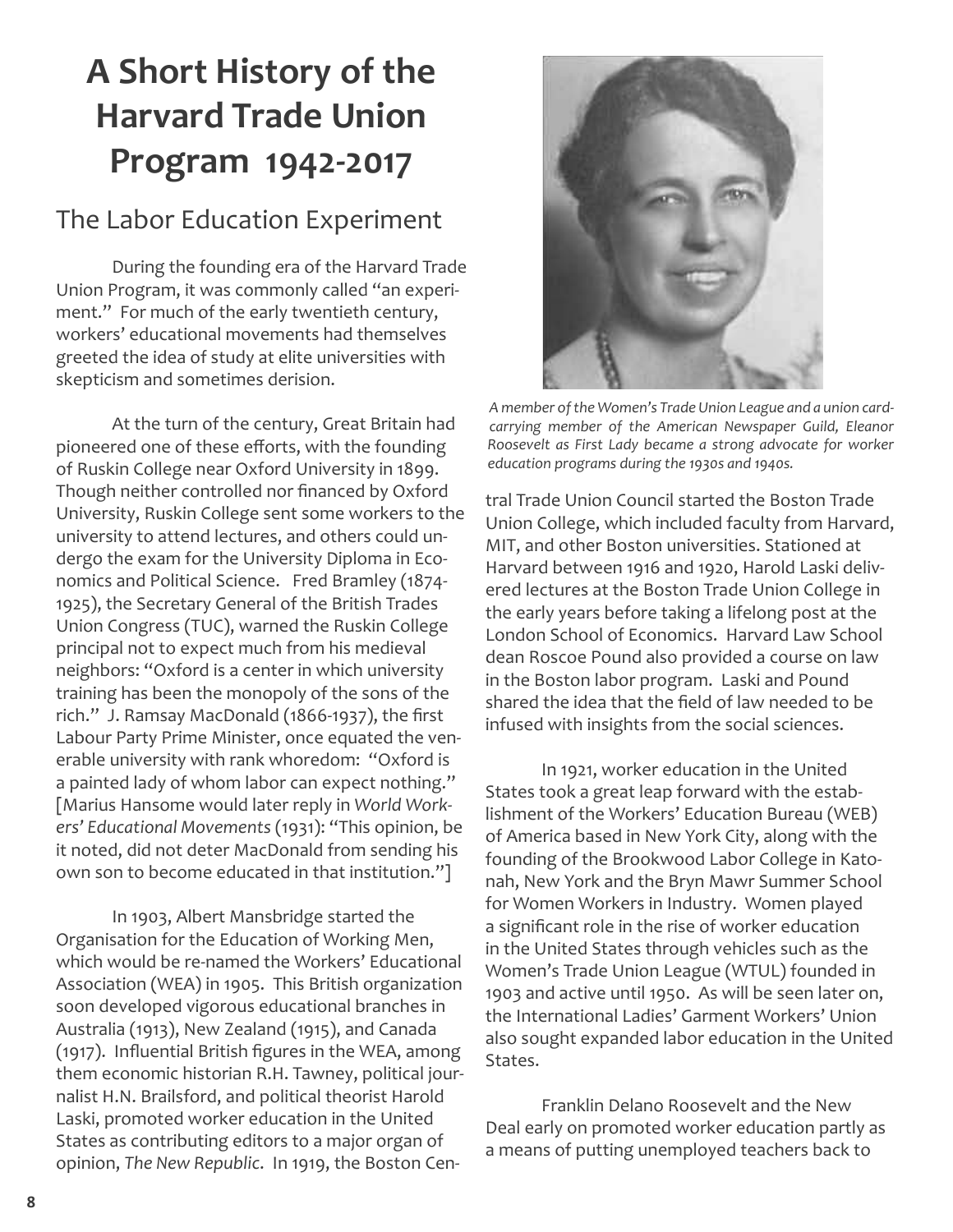# A Short History of the Harvard Trade Union Program 1942-2017

## The Labor Education Experiment

During the founding era of the Harvard Trade Union Program, it was commonly called "an experiment." For much of the early twentieth century, workers' educational movements had themselves greeted the idea of study at elite universities with skepticism and sometimes derision.

At the turn of the century, Great Britain had pioneered one of these efforts, with the founding of Ruskin College near Oxford University in 1899. Though neither controlled nor financed by Oxford University, Ruskin College sent some workers to the university to attend lectures, and others could undergo the exam for the University Diploma in Economics and Political Science. Fred Bramley (1874-1925), the Secretary General of the British Trades Union Congress (TUC), warned the Ruskin College principal not to expect much from his medieval neighbors: "Oxford is a center in which university training has been the monopoly of the sons of the rich." J. Ramsay MacDonald (1866-1937), the first Labour Party Prime Minister, once equated the venerable university with rank whoredom: "Oxford is a painted lady of whom labor can expect nothing." [Marius Hansome would later reply in *World Workers' Educational Movements* (1931): "This opinion, be it noted, did not deter MacDonald from sending his own son to become educated in that institution."]

In 1903, Albert Mansbridge started the Organisation for the Education of Working Men, which would be re-named the Workers' Educational Association (WEA) in 1905. This British organization soon developed vigorous educational branches in Australia (1913), New Zealand (1915), and Canada (1917). Influential British figures in the WEA, among them economic historian R.H. Tawney, political journalist H.N. Brailsford, and political theorist Harold Laski, promoted worker education in the United States as contributing editors to a major organ of opinion, *The New Republic*. In 1919, the Boston Central Trade Union Council started the Boston Trade Union College, which included faculty from Harvard, MIT, and other Boston universities. Stationed at Harvard between 1916 and 1920, Harold Laski delivered lectures at the Boston Trade Union College in the early years before taking a lifelong post at the London School of Economics. Harvard Law School dean Roscoe Pound also provided a course on law in the Boston labor program. Laski and Pound shared the idea that the field of law needed to be infused with insights from the social sciences.

*A member of the Women's Trade Union League and a union card-carrying member of the American Newspaper Guild, Eleanor Roosevelt as First Lady became a strong advocate for worker education programs during the 1930s and 1940s.*

In 1921, worker education in the United States took a great leap forward with the establishment of the Workers' Education Bureau (WEB) of America based in New York City, along with the founding of the Brookwood Labor College in Katonah, New York and the Bryn Mawr Summer School for Women Workers in Industry. Women played a significant role in the rise of worker education in the United States through vehicles such as the Women's Trade Union League (WTUL) founded in 1903 and active until 1950. As will be seen later on, the International Ladies' Garment Workers' Union also sought expanded labor education in the United States.

Franklin Delano Roosevelt and the New Deal early on promoted worker education partly as a means of putting unemployed teachers back to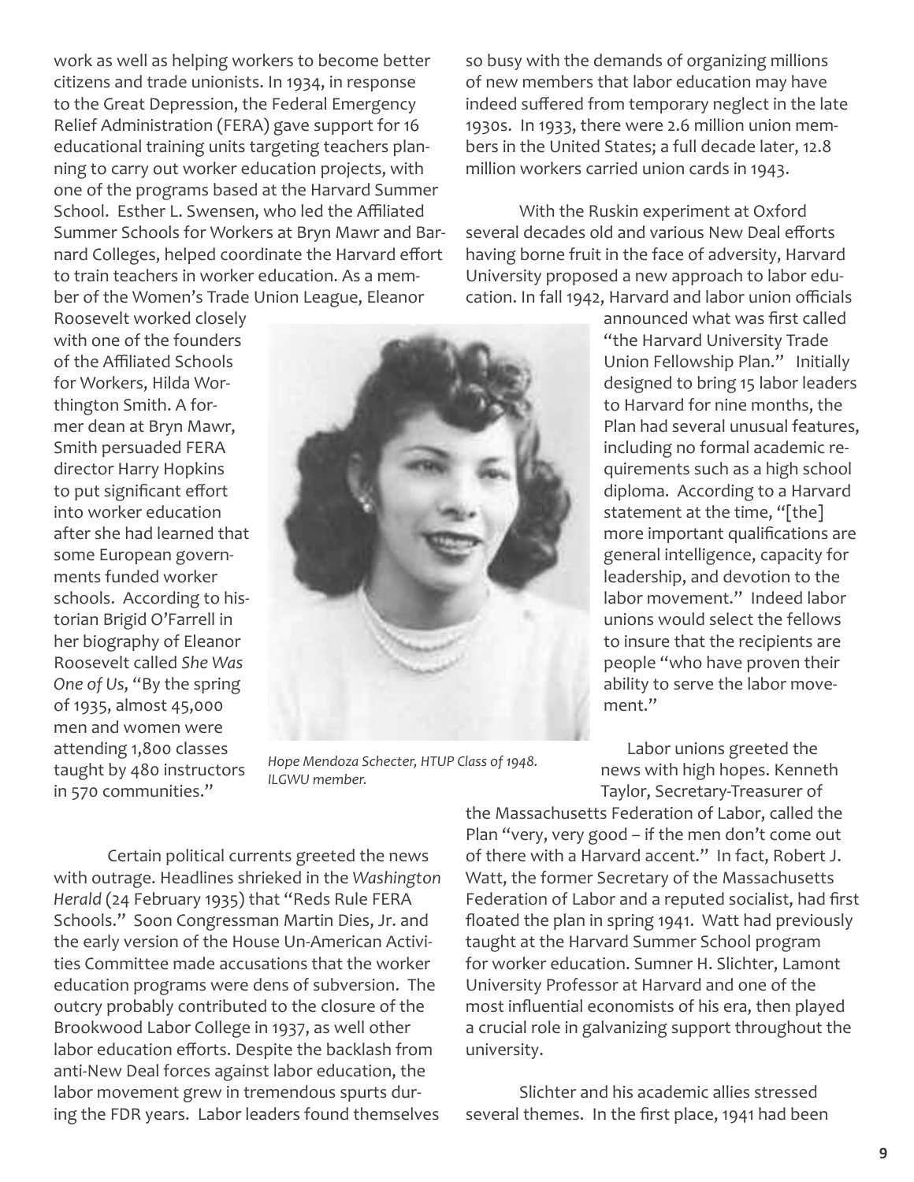work as well as helping workers to become better citizens and trade unionists. In 1934, in response to the Great Depression, the Federal Emergency Relief Administration (FERA) gave support for 16 educational training units targeting teachers planning to carry out worker education projects, with one of the programs based at the Harvard Summer School. Esther L. Swensen, who led the Affiliated Summer Schools for Workers at Bryn Mawr and Barnard Colleges, helped coordinate the Harvard effort to train teachers in worker education. As a member of the Women's Trade Union League, Eleanor Roosevelt worked closely with one of the founders of the Affiliated Schools for Workers, Hilda Worthington Smith. A former dean at Bryn Mawr, Smith persuaded FERA director Harry Hopkins to put significant effort into worker education after she had learned that some European governments funded worker schools. According to historian Brigid O'Farrell in her biography of Eleanor Roosevelt called *She Was One of Us*, "By the spring of 1935, almost 45,000 men and women were attending 1,800 classes taught by 480 instructors in 570 communities."

*Hope Mendoza Schecter, HTUP Class of 1948. ILGWU member.*

Certain political currents greeted the news with outrage. Headlines shrieked in the *Washington Herald* (24 February 1935) that "Reds Rule FERA Schools." Soon Congressman Martin Dies, Jr. and the early version of the House Un-American Activities Committee made accusations that the worker education programs were dens of subversion. The outcry probably contributed to the closure of the Brookwood Labor College in 1937, as well other labor education efforts. Despite the backlash from anti-New Deal forces against labor education, the labor movement grew in tremendous spurts during the FDR years. Labor leaders found themselves so busy with the demands of organizing millions of new members that labor education may have indeed suffered from temporary neglect in the late 1930s. In 1933, there were 2.6 million union members in the United States; a full decade later, 12.8 million workers carried union cards in 1943.

With the Ruskin experiment at Oxford several decades old and various New Deal efforts having borne fruit in the face of adversity, Harvard University proposed a new approach to labor education. In fall 1942, Harvard and labor union officials announced what was first called "the Harvard University Trade Union Fellowship Plan." Initially designed to bring 15 labor leaders to Harvard for nine months, the Plan had several unusual features, including no formal academic requirements such as a high school diploma. According to a Harvard statement at the time, "[the] more important qualifications are general intelligence, capacity for leadership, and devotion to the labor movement." Indeed labor unions would select the fellows to insure that the recipients are people "who have proven their ability to serve the labor movement."

Labor unions greeted the news with high hopes. Kenneth Taylor, Secretary-Treasurer of the Massachusetts Federation of Labor, called the Plan "very, very good – if the men don't come out of there with a Harvard accent." In fact, Robert J. Watt, the former Secretary of the Massachusetts Federation of Labor and a reputed socialist, had first floated the plan in spring 1941. Watt had previously taught at the Harvard Summer School program for worker education. Sumner H. Slichter, Lamont University Professor at Harvard and one of the most influential economists of his era, then played a crucial role in galvanizing support throughout the university.

Slichter and his academic allies stressed several themes. In the first place, 1941 had been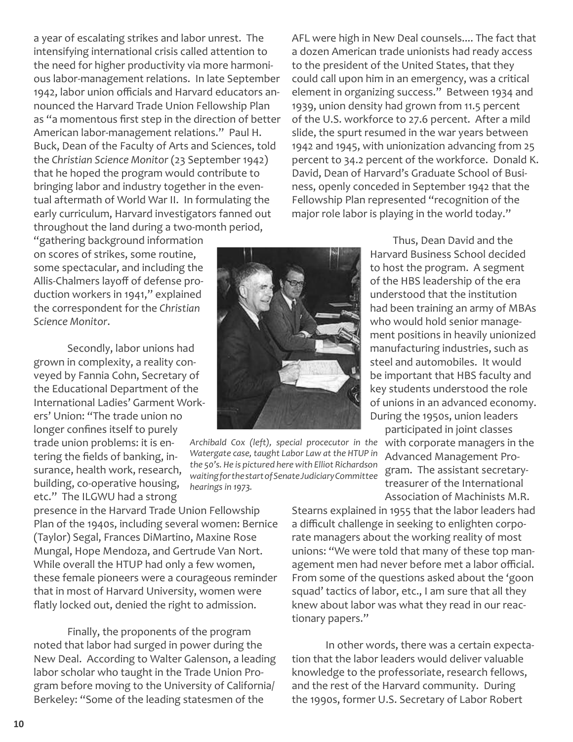a year of escalating strikes and labor unrest. The intensifying international crisis called attention to the need for higher productivity via more harmonious labor-management relations. In late September 1942, labor union officials and Harvard educators announced the Harvard Trade Union Fellowship Plan as "a momentous first step in the direction of better American labor-management relations." Paul H. Buck, Dean of the Faculty of Arts and Sciences, told the *Christian Science Monitor* (23 September 1942) that he hoped the program would contribute to bringing labor and industry together in the eventual aftermath of World War II. In formulating the early curriculum, Harvard investigators fanned out throughout the land during a two-month period, "gathering background information on scores of strikes, some routine, some spectacular, and including the Allis-Chalmers layoff of defense production workers in 1941," explained the correspondent for the *Christian Science Monitor*.

Secondly, labor unions had grown in complexity, a reality conveyed by Fannia Cohn, Secretary of the Educational Department of the International Ladies' Garment Workers' Union: "The trade union no longer confines itself to purely trade union problems: it is entering the fields of banking, insurance, health work, research, building, co-operative housing, etc." The ILGWU had a strong presence in the Harvard Trade Union Fellowship Plan of the 1940s, including several women: Bernice (Taylor) Segal, Frances DiMartino, Maxine Rose Mungal, Hope Mendoza, and Gertrude Van Nort. While overall the HTUP had only a few women, these female pioneers were a courageous reminder that in most of Harvard University, women were flatly locked out, denied the right to admission.

*Archibald Cox (left), special procecutor in the Watergate case, taught Labor Law at the HTUP in the 50's. He is pictured here with Elliot Richardson waiting for the start of Senate Judiciary Committee hearings in 1973.*

Finally, the proponents of the program noted that labor had surged in power during the New Deal. According to Walter Galenson, a leading labor scholar who taught in the Trade Union Program before moving to the University of California/Berkeley: "Some of the leading statesmen of the AFL were high in New Deal counsels.... The fact that a dozen American trade unionists had ready access to the president of the United States, that they could call upon him in an emergency, was a critical element in organizing success." Between 1934 and 1939, union density had grown from 11.5 percent of the U.S. workforce to 27.6 percent. After a mild slide, the spurt resumed in the war years between 1942 and 1945, with unionization advancing from 25 percent to 34.2 percent of the workforce. Donald K. David, Dean of Harvard's Graduate School of Business, openly conceded in September 1942 that the Fellowship Plan represented "recognition of the major role labor is playing in the world today."

Thus, Dean David and the Harvard Business School decided to host the program. A segment of the HBS leadership of the era understood that the institution had been training an army of MBAs who would hold senior management positions in heavily unionized manufacturing industries, such as steel and automobiles. It would be important that HBS faculty and key students understood the role of unions in an advanced economy. During the 1950s, union leaders participated in joint classes with corporate managers in the Advanced Management Program. The assistant secretary-treasurer of the International Association of Machinists M.R. Stearns explained in 1955 that the labor leaders had a difficult challenge in seeking to enlighten corporate managers about the working reality of most unions: "We were told that many of these top management men had never before met a labor official. From some of the questions asked about the 'goon squad' tactics of labor, etc., I am sure that all they knew about labor was what they read in our reactionary papers."

In other words, there was a certain expectation that the labor leaders would deliver valuable knowledge to the professoriate, research fellows, and the rest of the Harvard community. During the 1990s, former U.S. Secretary of Labor Robert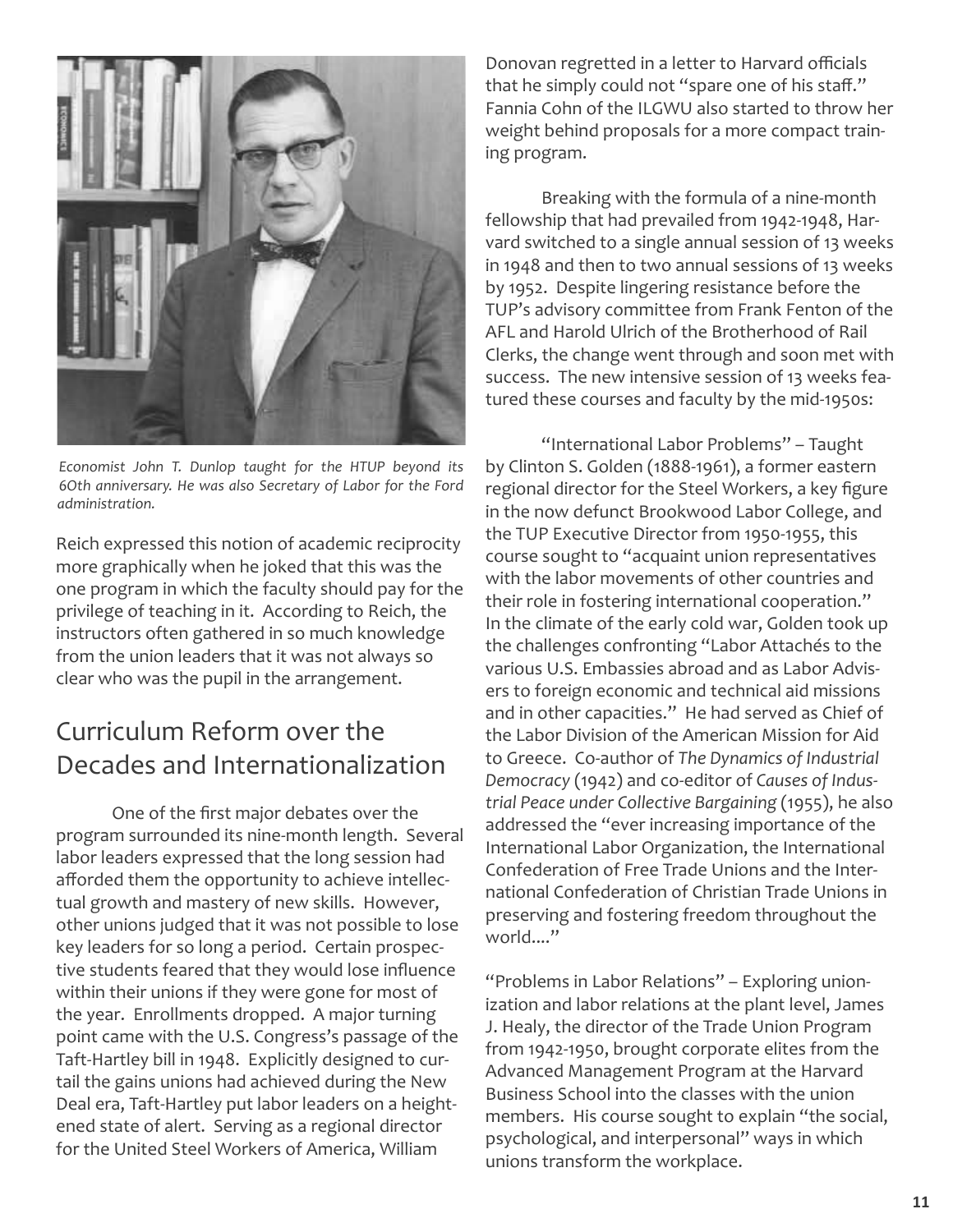*Economist John T. Dunlop taught for the HTUP beyond its 60th anniversary. He was also Secretary of Labor for the Ford administration.*

Reich expressed this notion of academic reciprocity more graphically when he joked that this was the one program in which the faculty should pay for the privilege of teaching in it. According to Reich, the instructors often gathered in so much knowledge from the union leaders that it was not always so clear who was the pupil in the arrangement.

## Curriculum Reform over the Decades and Internationalization

One of the first major debates over the program surrounded its nine-month length. Several labor leaders expressed that the long session had afforded them the opportunity to achieve intellectual growth and mastery of new skills. However, other unions judged that it was not possible to lose key leaders for so long a period. Certain prospective students feared that they would lose influence within their unions if they were gone for most of the year. Enrollments dropped. A major turning point came with the U.S. Congress's passage of the Taft-Hartley bill in 1948. Explicitly designed to curtail the gains unions had achieved during the New Deal era, Taft-Hartley put labor leaders on a heightened state of alert. Serving as a regional director for the United Steel Workers of America, William Donovan regretted in a letter to Harvard officials that he simply could not "spare one of his staff." Fannia Cohn of the ILGWU also started to throw her weight behind proposals for a more compact training program.

Breaking with the formula of a nine-month fellowship that had prevailed from 1942-1948, Harvard switched to a single annual session of 13 weeks in 1948 and then to two annual sessions of 13 weeks by 1952. Despite lingering resistance before the TUP's advisory committee from Frank Fenton of the AFL and Harold Ulrich of the Brotherhood of Rail Clerks, the change went through and soon met with success. The new intensive session of 13 weeks featured these courses and faculty by the mid-1950s:

"International Labor Problems" – Taught by Clinton S. Golden (1888-1961), a former eastern regional director for the Steel Workers, a key figure in the now defunct Brookwood Labor College, and the TUP Executive Director from 1950-1955, this course sought to "acquaint union representatives with the labor movements of other countries and their role in fostering international cooperation." In the climate of the early cold war, Golden took up the challenges confronting "Labor Attachés to the various U.S. Embassies abroad and as Labor Advisers to foreign economic and technical aid missions and in other capacities." He had served as Chief of the Labor Division of the American Mission for Aid to Greece. Co-author of *The Dynamics of Industrial Democracy* (1942) and co-editor of *Causes of Industrial Peace under Collective Bargaining* (1955), he also addressed the "ever increasing importance of the International Labor Organization, the International Confederation of Free Trade Unions and the International Confederation of Christian Trade Unions in preserving and fostering freedom throughout the world...."

"Problems in Labor Relations" – Exploring unionization and labor relations at the plant level, James J. Healy, the director of the Trade Union Program from 1942-1950, brought corporate elites from the Advanced Management Program at the Harvard Business School into the classes with the union members. His course sought to explain "the social, psychological, and interpersonal" ways in which unions transform the workplace.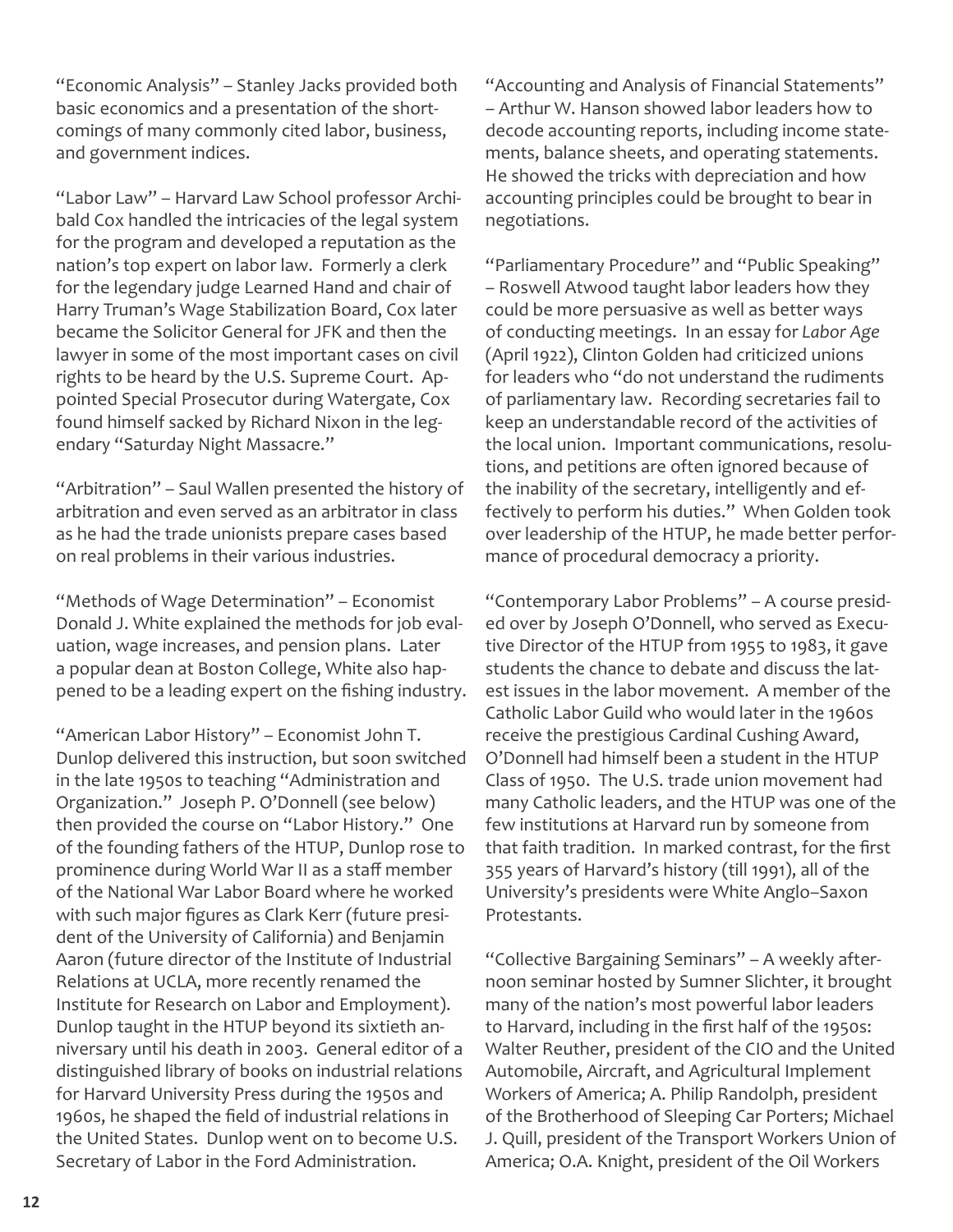"Economic Analysis" – Stanley Jacks provided both basic economics and a presentation of the shortcomings of many commonly cited labor, business, and government indices.

"Labor Law" – Harvard Law School professor Archibald Cox handled the intricacies of the legal system for the program and developed a reputation as the nation's top expert on labor law. Formerly a clerk for the legendary judge Learned Hand and chair of Harry Truman's Wage Stabilization Board, Cox later became the Solicitor General for JFK and then the lawyer in some of the most important cases on civil rights to be heard by the U.S. Supreme Court. Appointed Special Prosecutor during Watergate, Cox found himself sacked by Richard Nixon in the legendary "Saturday Night Massacre."

"Arbitration" – Saul Wallen presented the history of arbitration and even served as an arbitrator in class as he had the trade unionists prepare cases based on real problems in their various industries.

"Methods of Wage Determination" – Economist Donald J. White explained the methods for job evaluation, wage increases, and pension plans. Later a popular dean at Boston College, White also happened to be a leading expert on the fishing industry.

"American Labor History" – Economist John T. Dunlop delivered this instruction, but soon switched in the late 1950s to teaching "Administration and Organization." Joseph P. O'Donnell (see below) then provided the course on "Labor History." One of the founding fathers of the HTUP, Dunlop rose to prominence during World War II as a staff member of the National War Labor Board where he worked with such major figures as Clark Kerr (future president of the University of California) and Benjamin Aaron (future director of the Institute of Industrial Relations at UCLA, more recently renamed the Institute for Research on Labor and Employment). Dunlop taught in the HTUP beyond its sixtieth anniversary until his death in 2003. General editor of a distinguished library of books on industrial relations for Harvard University Press during the 1950s and 1960s, he shaped the field of industrial relations in the United States. Dunlop went on to become U.S. Secretary of Labor in the Ford Administration.

"Accounting and Analysis of Financial Statements" – Arthur W. Hanson showed labor leaders how to decode accounting reports, including income statements, balance sheets, and operating statements. He showed the tricks with depreciation and how accounting principles could be brought to bear in negotiations.

"Parliamentary Procedure" and "Public Speaking" – Roswell Atwood taught labor leaders how they could be more persuasive as well as better ways of conducting meetings. In an essay for *Labor Age* (April 1922), Clinton Golden had criticized unions for leaders who "do not understand the rudiments of parliamentary law. Recording secretaries fail to keep an understandable record of the activities of the local union. Important communications, resolutions, and petitions are often ignored because of the inability of the secretary, intelligently and effectively to perform his duties." When Golden took over leadership of the HTUP, he made better performance of procedural democracy a priority.

"Contemporary Labor Problems" – A course presided over by Joseph O'Donnell, who served as Executive Director of the HTUP from 1955 to 1983, it gave students the chance to debate and discuss the latest issues in the labor movement. A member of the Catholic Labor Guild who would later in the 1960s receive the prestigious Cardinal Cushing Award, O'Donnell had himself been a student in the HTUP Class of 1950. The U.S. trade union movement had many Catholic leaders, and the HTUP was one of the few institutions at Harvard run by someone from that faith tradition. In marked contrast, for the first 355 years of Harvard's history (till 1991), all of the University's presidents were White Anglo–Saxon Protestants.

"Collective Bargaining Seminars" – A weekly afternoon seminar hosted by Sumner Slichter, it brought many of the nation's most powerful labor leaders to Harvard, including in the first half of the 1950s: Walter Reuther, president of the CIO and the United Automobile, Aircraft, and Agricultural Implement Workers of America; A. Philip Randolph, president of the Brotherhood of Sleeping Car Porters; Michael J. Quill, president of the Transport Workers Union of America; O.A. Knight, president of the Oil Workers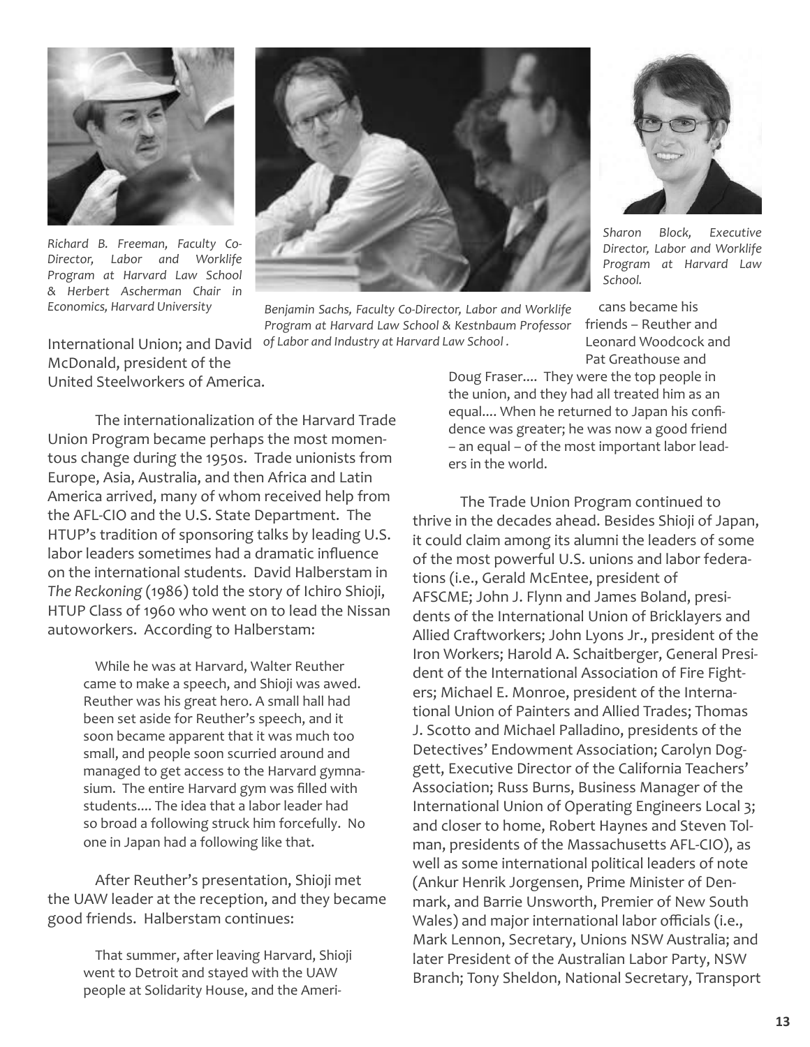*Richard B. Freeman, Faculty Co-Director, Labor and Worklife Program at Harvard Law School & Herbert Ascherman Chair in Economics, Harvard University*

*Benjamin Sachs, Faculty Co-Director, Labor and Worklife Program at Harvard Law School & Kestnbaum Professor of Labor and Industry at Harvard Law School .*

*Sharon Block, Executive Director, Labor and Worklife Program at Harvard Law School.*

International Union; and David McDonald, president of the United Steelworkers of America.

The internationalization of the Harvard Trade Union Program became perhaps the most momentous change during the 1950s. Trade unionists from Europe, Asia, Australia, and then Africa and Latin America arrived, many of whom received help from the AFL-CIO and the U.S. State Department. The HTUP's tradition of sponsoring talks by leading U.S. labor leaders sometimes had a dramatic influence on the international students. David Halberstam in *The Reckoning* (1986) told the story of Ichiro Shioji, HTUP Class of 1960 who went on to lead the Nissan autoworkers. According to Halberstam:

> While he was at Harvard, Walter Reuther came to make a speech, and Shioji was awed. Reuther was his great hero. A small hall had been set aside for Reuther's speech, and it soon became apparent that it was much too small, and people soon scurried around and managed to get access to the Harvard gymnasium. The entire Harvard gym was filled with students.... The idea that a labor leader had so broad a following struck him forcefully. No one in Japan had a following like that.

After Reuther's presentation, Shioji met the UAW leader at the reception, and they became good friends. Halberstam continues:

> That summer, after leaving Harvard, Shioji went to Detroit and stayed with the UAW people at Solidarity House, and the Americans became his friends – Reuther and Leonard Woodcock and Pat Greathouse and Doug Fraser.... They were the top people in the union, and they had all treated him as an equal.... When he returned to Japan his confidence was greater; he was now a good friend – an equal – of the most important labor leaders in the world.

The Trade Union Program continued to thrive in the decades ahead. Besides Shioji of Japan, it could claim among its alumni the leaders of some of the most powerful U.S. unions and labor federations (i.e., Gerald McEntee, president of AFSCME; John J. Flynn and James Boland, presidents of the International Union of Bricklayers and Allied Craftworkers; John Lyons Jr., president of the Iron Workers; Harold A. Schaitberger, General President of the International Association of Fire Fighters; Michael E. Monroe, president of the International Union of Painters and Allied Trades; Thomas J. Scotto and Michael Palladino, presidents of the Detectives' Endowment Association; Carolyn Doggett, Executive Director of the California Teachers' Association; Russ Burns, Business Manager of the International Union of Operating Engineers Local 3; and closer to home, Robert Haynes and Steven Tolman, presidents of the Massachusetts AFL-CIO), as well as some international political leaders of note (Ankur Henrik Jorgensen, Prime Minister of Denmark, and Barrie Unsworth, Premier of New South Wales) and major international labor officials (i.e., Mark Lennon, Secretary, Unions NSW Australia; and later President of the Australian Labor Party, NSW Branch; Tony Sheldon, National Secretary, Transport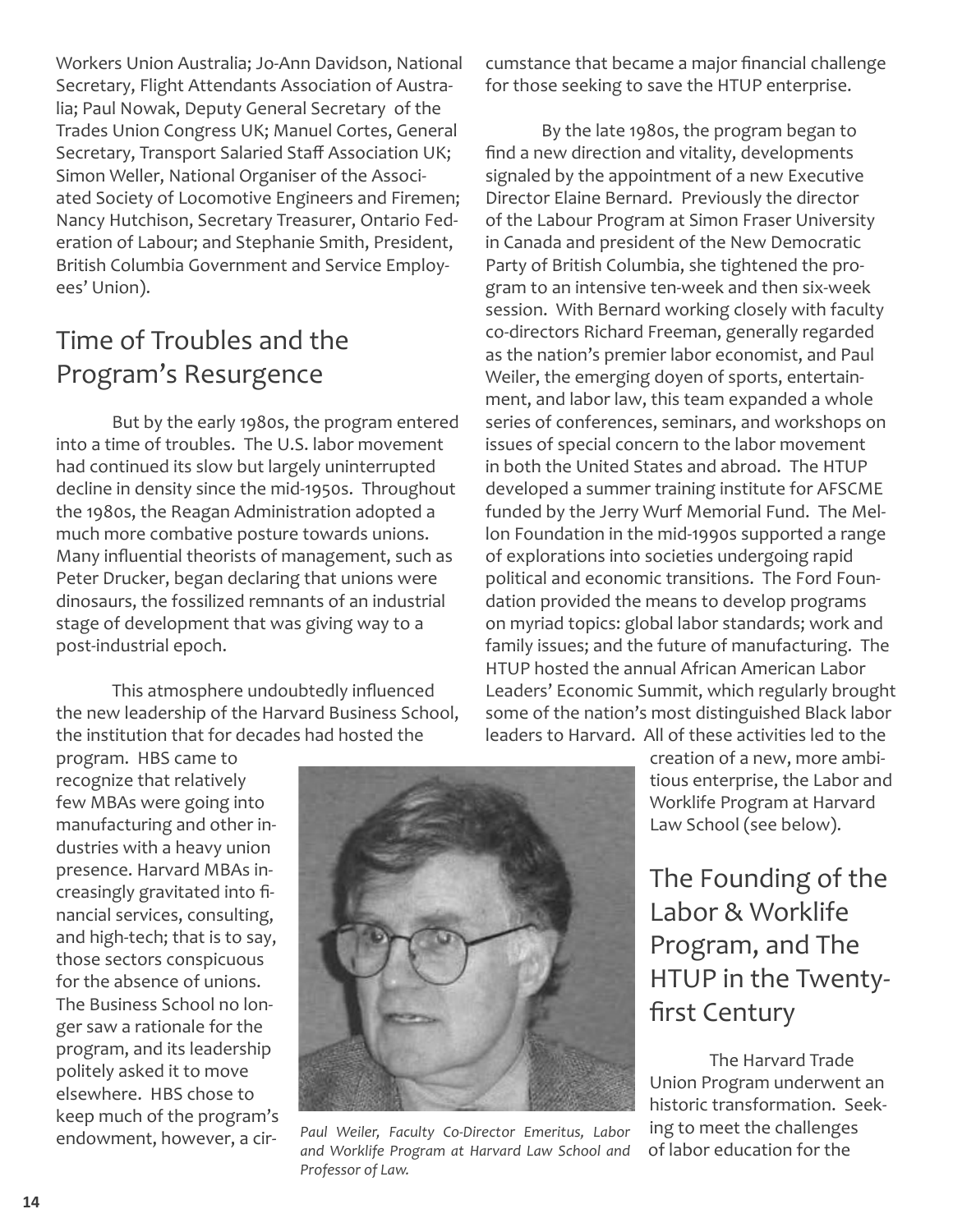Workers Union Australia; Jo-Ann Davidson, National Secretary, Flight Attendants Association of Australia; Paul Nowak, Deputy General Secretary of the Trades Union Congress UK; Manuel Cortes, General Secretary, Transport Salaried Staff Association UK; Simon Weller, National Organiser of the Associated Society of Locomotive Engineers and Firemen; Nancy Hutchison, Secretary Treasurer, Ontario Federation of Labour; and Stephanie Smith, President, British Columbia Government and Service Employees' Union).

## Time of Troubles and the Program's Resurgence

But by the early 1980s, the program entered into a time of troubles. The U.S. labor movement had continued its slow but largely uninterrupted decline in density since the mid-1950s. Throughout the 1980s, the Reagan Administration adopted a much more combative posture towards unions. Many influential theorists of management, such as Peter Drucker, began declaring that unions were dinosaurs, the fossilized remnants of an industrial stage of development that was giving way to a post-industrial epoch.

This atmosphere undoubtedly influenced the new leadership of the Harvard Business School, the institution that for decades had hosted the program. HBS came to recognize that relatively few MBAs were going into manufacturing and other industries with a heavy union presence. Harvard MBAs increasingly gravitated into financial services, consulting, and high-tech; that is to say, those sectors conspicuous for the absence of unions. The Business School no longer saw a rationale for the program, and its leadership politely asked it to move elsewhere. HBS chose to keep much of the program's endowment, however, a circumstance that became a major financial challenge for those seeking to save the HTUP enterprise.

By the late 1980s, the program began to find a new direction and vitality, developments signaled by the appointment of a new Executive Director Elaine Bernard. Previously the director of the Labour Program at Simon Fraser University in Canada and president of the New Democratic Party of British Columbia, she tightened the program to an intensive ten-week and then six-week session. With Bernard working closely with faculty co-directors Richard Freeman, generally regarded as the nation's premier labor economist, and Paul Weiler, the emerging doyen of sports, entertainment, and labor law, this team expanded a whole series of conferences, seminars, and workshops on issues of special concern to the labor movement in both the United States and abroad. The HTUP developed a summer training institute for AFSCME funded by the Jerry Wurf Memorial Fund. The Mellon Foundation in the mid-1990s supported a range of explorations into societies undergoing rapid political and economic transitions. The Ford Foundation provided the means to develop programs on myriad topics: global labor standards; work and family issues; and the future of manufacturing. The HTUP hosted the annual African American Labor Leaders' Economic Summit, which regularly brought some of the nation's most distinguished Black labor leaders to Harvard. All of these activities led to the creation of a new, more ambitious enterprise, the Labor and Worklife Program at Harvard Law School (see below).

*Paul Weiler, Faculty Co-Director Emeritus, Labor and Worklife Program at Harvard Law School and Professor of Law.*

## The Founding of the Labor & Worklife Program, and The HTUP in the Twenty-first Century

The Harvard Trade Union Program underwent an historic transformation. Seeking to meet the challenges of labor education for the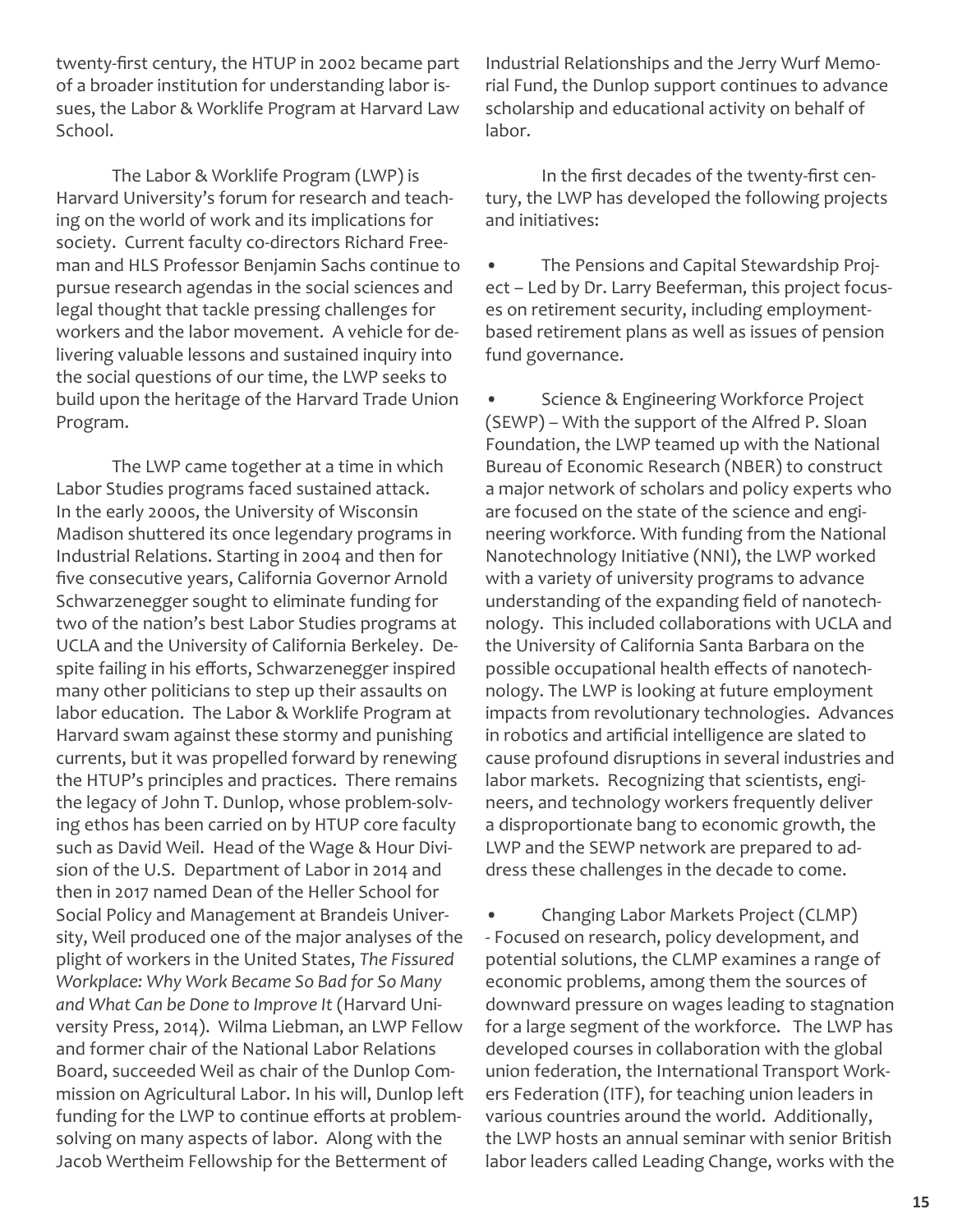twenty-first century, the HTUP in 2002 became part of a broader institution for understanding labor issues, the Labor & Worklife Program at Harvard Law School.

The Labor & Worklife Program (LWP) is Harvard University's forum for research and teaching on the world of work and its implications for society. Current faculty co-directors Richard Freeman and HLS Professor Benjamin Sachs continue to pursue research agendas in the social sciences and legal thought that tackle pressing challenges for workers and the labor movement. A vehicle for delivering valuable lessons and sustained inquiry into the social questions of our time, the LWP seeks to build upon the heritage of the Harvard Trade Union Program.

The LWP came together at a time in which Labor Studies programs faced sustained attack. In the early 2000s, the University of Wisconsin Madison shuttered its once legendary programs in Industrial Relations. Starting in 2004 and then for five consecutive years, California Governor Arnold Schwarzenegger sought to eliminate funding for two of the nation's best Labor Studies programs at UCLA and the University of California Berkeley. Despite failing in his efforts, Schwarzenegger inspired many other politicians to step up their assaults on labor education. The Labor & Worklife Program at Harvard swam against these stormy and punishing currents, but it was propelled forward by renewing the HTUP's principles and practices. There remains the legacy of John T. Dunlop, whose problem-solving ethos has been carried on by HTUP core faculty such as David Weil. Head of the Wage & Hour Division of the U.S. Department of Labor in 2014 and then in 2017 named Dean of the Heller School for Social Policy and Management at Brandeis University, Weil produced one of the major analyses of the plight of workers in the United States, *The Fissured Workplace: Why Work Became So Bad for So Many and What Can be Done to Improve It* (Harvard University Press, 2014). Wilma Liebman, an LWP Fellow and former chair of the National Labor Relations Board, succeeded Weil as chair of the Dunlop Commission on Agricultural Labor. In his will, Dunlop left funding for the LWP to continue efforts at problem-solving on many aspects of labor. Along with the Jacob Wertheim Fellowship for the Betterment of Industrial Relationships and the Jerry Wurf Memorial Fund, the Dunlop support continues to advance scholarship and educational activity on behalf of labor.

In the first decades of the twenty-first century, the LWP has developed the following projects and initiatives:

- The Pensions and Capital Stewardship Project – Led by Dr. Larry Beeferman, this project focuses on retirement security, including employment-based retirement plans as well as issues of pension fund governance.

- Science & Engineering Workforce Project (SEWP) – With the support of the Alfred P. Sloan Foundation, the LWP teamed up with the National Bureau of Economic Research (NBER) to construct a major network of scholars and policy experts who are focused on the state of the science and engineering workforce. With funding from the National Nanotechnology Initiative (NNI), the LWP worked with a variety of university programs to advance understanding of the expanding field of nanotechnology. This included collaborations with UCLA and the University of California Santa Barbara on the possible occupational health effects of nanotechnology. The LWP is looking at future employment impacts from revolutionary technologies. Advances in robotics and artificial intelligence are slated to cause profound disruptions in several industries and labor markets. Recognizing that scientists, engineers, and technology workers frequently deliver a disproportionate bang to economic growth, the LWP and the SEWP network are prepared to address these challenges in the decade to come.

- Changing Labor Markets Project (CLMP) - Focused on research, policy development, and potential solutions, the CLMP examines a range of economic problems, among them the sources of downward pressure on wages leading to stagnation for a large segment of the workforce. The LWP has developed courses in collaboration with the global union federation, the International Transport Workers Federation (ITF), for teaching union leaders in various countries around the world. Additionally, the LWP hosts an annual seminar with senior British labor leaders called Leading Change, works with the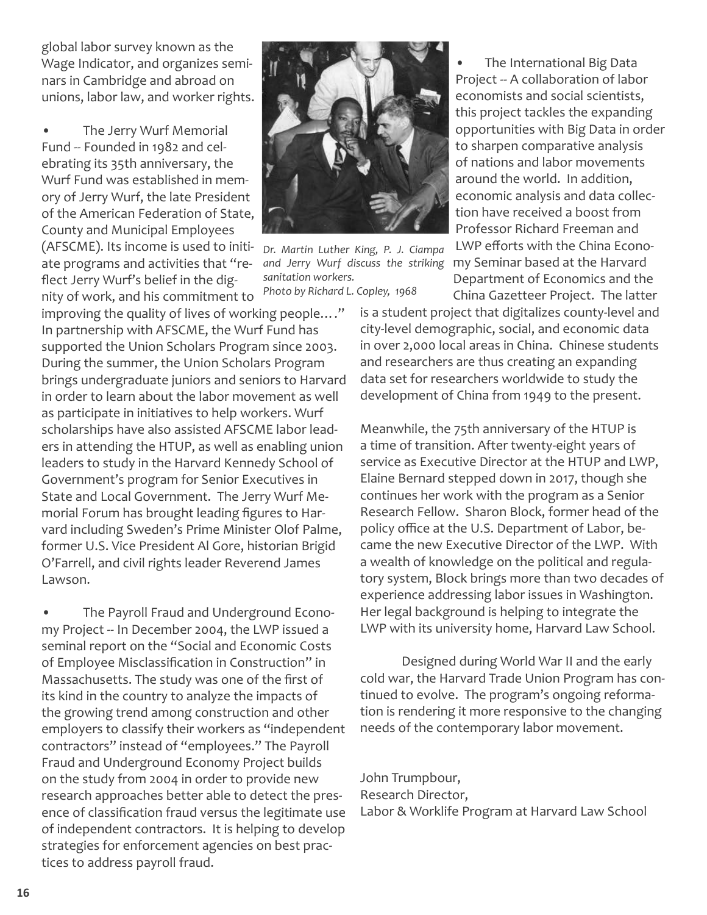global labor survey known as the Wage Indicator, and organizes seminars in Cambridge and abroad on unions, labor law, and worker rights.

- The Jerry Wurf Memorial Fund -- Founded in 1982 and celebrating its 35th anniversary, the Wurf Fund was established in memory of Jerry Wurf, the late President of the American Federation of State, County and Municipal Employees (AFSCME). Its income is used to initiate programs and activities that "reflect Jerry Wurf's belief in the dignity of work, and his commitment to improving the quality of lives of working people…." In partnership with AFSCME, the Wurf Fund has supported the Union Scholars Program since 2003. During the summer, the Union Scholars Program brings undergraduate juniors and seniors to Harvard in order to learn about the labor movement as well as participate in initiatives to help workers. Wurf scholarships have also assisted AFSCME labor leaders in attending the HTUP, as well as enabling union leaders to study in the Harvard Kennedy School of Government's program for Senior Executives in State and Local Government. The Jerry Wurf Memorial Forum has brought leading figures to Harvard including Sweden's Prime Minister Olof Palme, former U.S. Vice President Al Gore, historian Brigid O'Farrell, and civil rights leader Reverend James Lawson.

- The Payroll Fraud and Underground Economy Project -- In December 2004, the LWP issued a seminal report on the "Social and Economic Costs of Employee Misclassification in Construction" in Massachusetts. The study was one of the first of its kind in the country to analyze the impacts of the growing trend among construction and other employers to classify their workers as "independent contractors" instead of "employees." The Payroll Fraud and Underground Economy Project builds on the study from 2004 in order to provide new research approaches better able to detect the presence of classification fraud versus the legitimate use of independent contractors. It is helping to develop strategies for enforcement agencies on best practices to address payroll fraud.

*Dr. Martin Luther King, P. J. Ciampa and Jerry Wurf discuss the striking sanitation workers.*
*Photo by Richard L. Copley, 1968*

- The International Big Data Project -- A collaboration of labor economists and social scientists, this project tackles the expanding opportunities with Big Data in order to sharpen comparative analysis of nations and labor movements around the world. In addition, economic analysis and data collection have received a boost from Professor Richard Freeman and LWP efforts with the China Economy Seminar based at the Harvard Department of Economics and the China Gazetteer Project. The latter is a student project that digitalizes county-level and city-level demographic, social, and economic data in over 2,000 local areas in China. Chinese students and researchers are thus creating an expanding data set for researchers worldwide to study the development of China from 1949 to the present.

Meanwhile, the 75th anniversary of the HTUP is a time of transition. After twenty-eight years of service as Executive Director at the HTUP and LWP, Elaine Bernard stepped down in 2017, though she continues her work with the program as a Senior Research Fellow. Sharon Block, former head of the policy office at the U.S. Department of Labor, became the new Executive Director of the LWP. With a wealth of knowledge on the political and regulatory system, Block brings more than two decades of experience addressing labor issues in Washington. Her legal background is helping to integrate the LWP with its university home, Harvard Law School.

Designed during World War II and the early cold war, the Harvard Trade Union Program has continued to evolve. The program's ongoing reformation is rendering it more responsive to the changing needs of the contemporary labor movement.

John Trumpbour,
Research Director,
Labor & Worklife Program at Harvard Law School